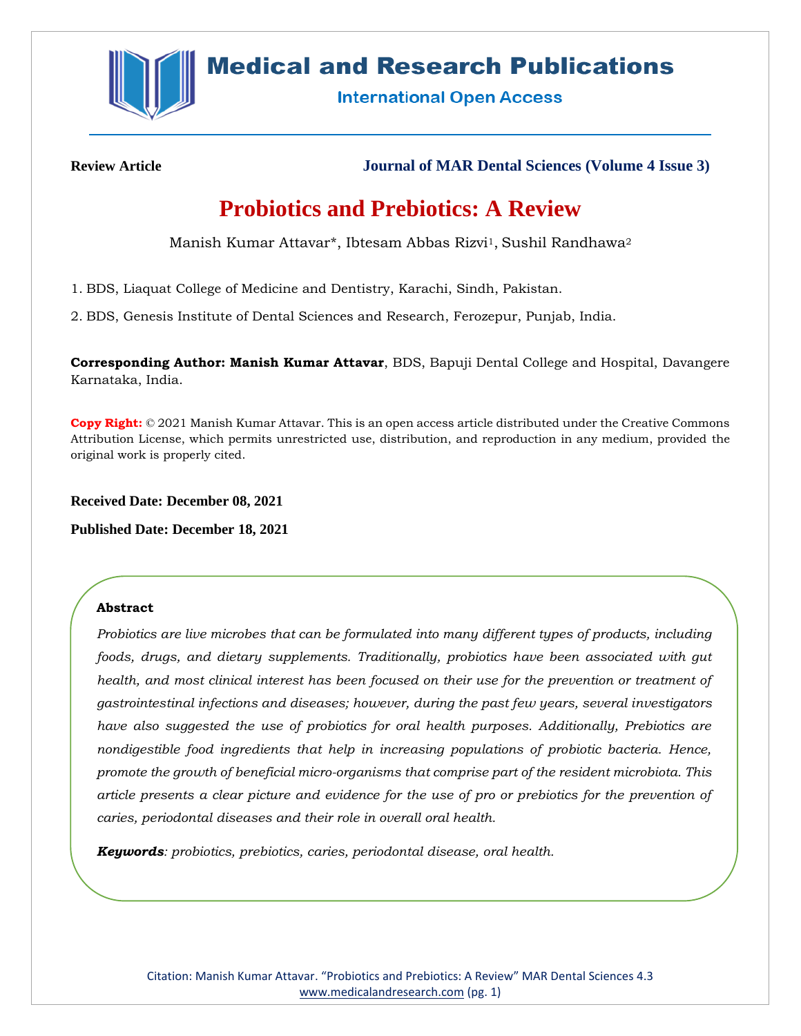**Review Article**

**Journal of MAR Dental Sciences (Volume 4 Issue 3)**

# Probiotics and Prebiotics: A Review

Manish Kumar Attavar*, Ibtesam Abbas Rizvi[1], Sushil Randhawa[2]

1. BDS, Liaquat College of Medicine and Dentistry, Karachi, Sindh, Pakistan.

2. BDS, Genesis Institute of Dental Sciences and Research, Ferozepur, Punjab, India.

**Corresponding Author: Manish Kumar Attavar**, BDS, Bapuji Dental College and Hospital, Davangere Karnataka, India.

**Copy Right:** © 2021 Manish Kumar Attavar. This is an open access article distributed under the Creative Commons Attribution License, which permits unrestricted use, distribution, and reproduction in any medium, provided the original work is properly cited.

**Received Date: December 08, 2021**

**Published Date: December 18, 2021**

## Abstract

*Probiotics are live microbes that can be formulated into many different types of products, including foods, drugs, and dietary supplements. Traditionally, probiotics have been associated with gut health, and most clinical interest has been focused on their use for the prevention or treatment of gastrointestinal infections and diseases; however, during the past few years, several investigators have also suggested the use of probiotics for oral health purposes. Additionally, Prebiotics are nondigestible food ingredients that help in increasing populations of probiotic bacteria. Hence, promote the growth of beneficial micro-organisms that comprise part of the resident microbiota. This article presents a clear picture and evidence for the use of pro or prebiotics for the prevention of caries, periodontal diseases and their role in overall oral health.*

***Keywords***: *probiotics, prebiotics, caries, periodontal disease, oral health.*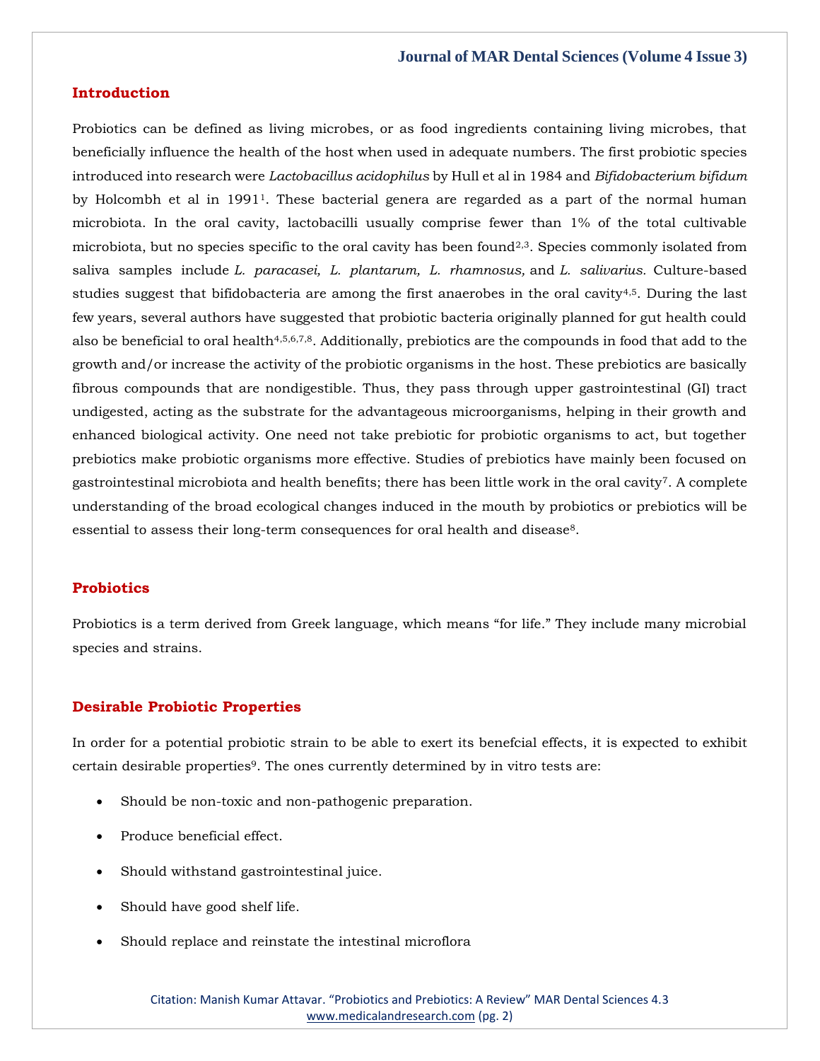## Introduction

Probiotics can be defined as living microbes, or as food ingredients containing living microbes, that beneficially influence the health of the host when used in adequate numbers. The first probiotic species introduced into research were *Lactobacillus acidophilus* by Hull et al in 1984 and *Bifidobacterium bifidum* by Holcombh et al in 1991[1]. These bacterial genera are regarded as a part of the normal human microbiota. In the oral cavity, lactobacilli usually comprise fewer than 1% of the total cultivable microbiota, but no species specific to the oral cavity has been found[2,3]. Species commonly isolated from saliva samples include *L. paracasei, L. plantarum, L. rhamnosus,* and *L. salivarius.* Culture-based studies suggest that bifidobacteria are among the first anaerobes in the oral cavity[4,5]. During the last few years, several authors have suggested that probiotic bacteria originally planned for gut health could also be beneficial to oral health[4,5,6,7,8]. Additionally, prebiotics are the compounds in food that add to the growth and/or increase the activity of the probiotic organisms in the host. These prebiotics are basically fibrous compounds that are nondigestible. Thus, they pass through upper gastrointestinal (GI) tract undigested, acting as the substrate for the advantageous microorganisms, helping in their growth and enhanced biological activity. One need not take prebiotic for probiotic organisms to act, but together prebiotics make probiotic organisms more effective. Studies of prebiotics have mainly been focused on gastrointestinal microbiota and health benefits; there has been little work in the oral cavity[7]. A complete understanding of the broad ecological changes induced in the mouth by probiotics or prebiotics will be essential to assess their long-term consequences for oral health and disease[8].

## Probiotics

Probiotics is a term derived from Greek language, which means "for life." They include many microbial species and strains.

## Desirable Probiotic Properties

In order for a potential probiotic strain to be able to exert its benefcial effects, it is expected to exhibit certain desirable properties[9]. The ones currently determined by in vitro tests are:

- Should be non-toxic and non-pathogenic preparation.
- Produce beneficial effect.
- Should withstand gastrointestinal juice.
- Should have good shelf life.
- Should replace and reinstate the intestinal microflora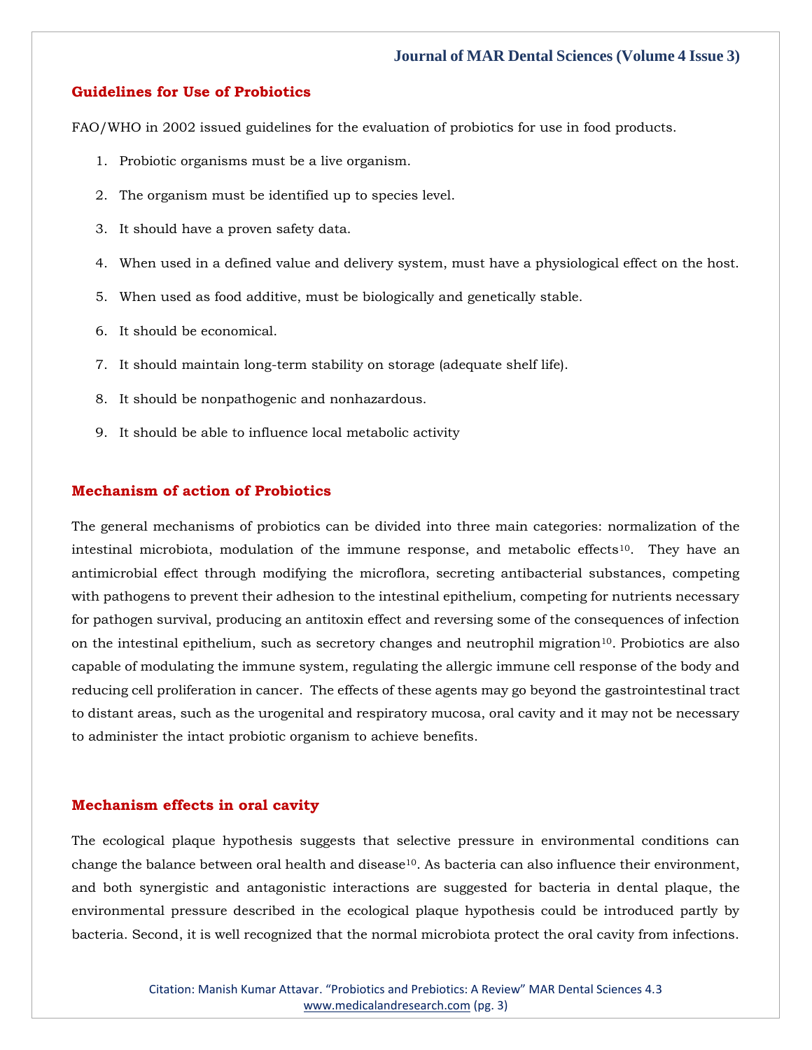## Guidelines for Use of Probiotics

FAO/WHO in 2002 issued guidelines for the evaluation of probiotics for use in food products.

1. Probiotic organisms must be a live organism.
2. The organism must be identified up to species level.
3. It should have a proven safety data.
4. When used in a defined value and delivery system, must have a physiological effect on the host.
5. When used as food additive, must be biologically and genetically stable.
6. It should be economical.
7. It should maintain long-term stability on storage (adequate shelf life).
8. It should be nonpathogenic and nonhazardous.
9. It should be able to influence local metabolic activity

## Mechanism of action of Probiotics

The general mechanisms of probiotics can be divided into three main categories: normalization of the intestinal microbiota, modulation of the immune response, and metabolic effects[10]. They have an antimicrobial effect through modifying the microflora, secreting antibacterial substances, competing with pathogens to prevent their adhesion to the intestinal epithelium, competing for nutrients necessary for pathogen survival, producing an antitoxin effect and reversing some of the consequences of infection on the intestinal epithelium, such as secretory changes and neutrophil migration[10]. Probiotics are also capable of modulating the immune system, regulating the allergic immune cell response of the body and reducing cell proliferation in cancer. The effects of these agents may go beyond the gastrointestinal tract to distant areas, such as the urogenital and respiratory mucosa, oral cavity and it may not be necessary to administer the intact probiotic organism to achieve benefits.

## Mechanism effects in oral cavity

The ecological plaque hypothesis suggests that selective pressure in environmental conditions can change the balance between oral health and disease[10]. As bacteria can also influence their environment, and both synergistic and antagonistic interactions are suggested for bacteria in dental plaque, the environmental pressure described in the ecological plaque hypothesis could be introduced partly by bacteria. Second, it is well recognized that the normal microbiota protect the oral cavity from infections.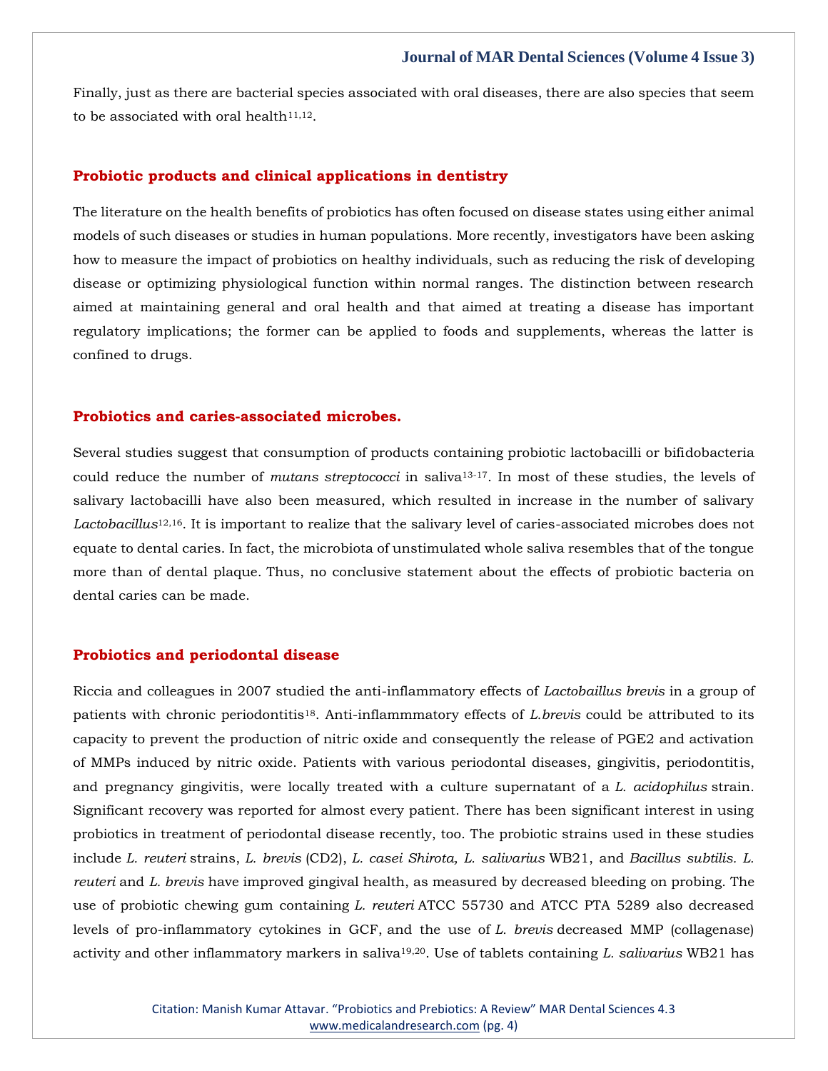Finally, just as there are bacterial species associated with oral diseases, there are also species that seem to be associated with oral health[11,12].

## Probiotic products and clinical applications in dentistry

The literature on the health benefits of probiotics has often focused on disease states using either animal models of such diseases or studies in human populations. More recently, investigators have been asking how to measure the impact of probiotics on healthy individuals, such as reducing the risk of developing disease or optimizing physiological function within normal ranges. The distinction between research aimed at maintaining general and oral health and that aimed at treating a disease has important regulatory implications; the former can be applied to foods and supplements, whereas the latter is confined to drugs.

## Probiotics and caries-associated microbes.

Several studies suggest that consumption of products containing probiotic lactobacilli or bifidobacteria could reduce the number of *mutans streptococci* in saliva[13-17]. In most of these studies, the levels of salivary lactobacilli have also been measured, which resulted in increase in the number of salivary *Lactobacillus*[12,16]. It is important to realize that the salivary level of caries-associated microbes does not equate to dental caries. In fact, the microbiota of unstimulated whole saliva resembles that of the tongue more than of dental plaque. Thus, no conclusive statement about the effects of probiotic bacteria on dental caries can be made.

## Probiotics and periodontal disease

Riccia and colleagues in 2007 studied the anti-inflammatory effects of *Lactobaillus brevis* in a group of patients with chronic periodontitis[18]. Anti-inflammmatory effects of *L.brevis* could be attributed to its capacity to prevent the production of nitric oxide and consequently the release of PGE2 and activation of MMPs induced by nitric oxide. Patients with various periodontal diseases, gingivitis, periodontitis, and pregnancy gingivitis, were locally treated with a culture supernatant of a *L. acidophilus* strain. Significant recovery was reported for almost every patient. There has been significant interest in using probiotics in treatment of periodontal disease recently, too. The probiotic strains used in these studies include *L. reuteri* strains, *L. brevis* (CD2), *L. casei Shirota, L. salivarius* WB21, and *Bacillus subtilis. L. reuteri* and *L. brevis* have improved gingival health, as measured by decreased bleeding on probing. The use of probiotic chewing gum containing *L. reuteri* ATCC 55730 and ATCC PTA 5289 also decreased levels of pro-inflammatory cytokines in GCF, and the use of *L. brevis* decreased MMP (collagenase) activity and other inflammatory markers in saliva[19,20]. Use of tablets containing *L. salivarius* WB21 has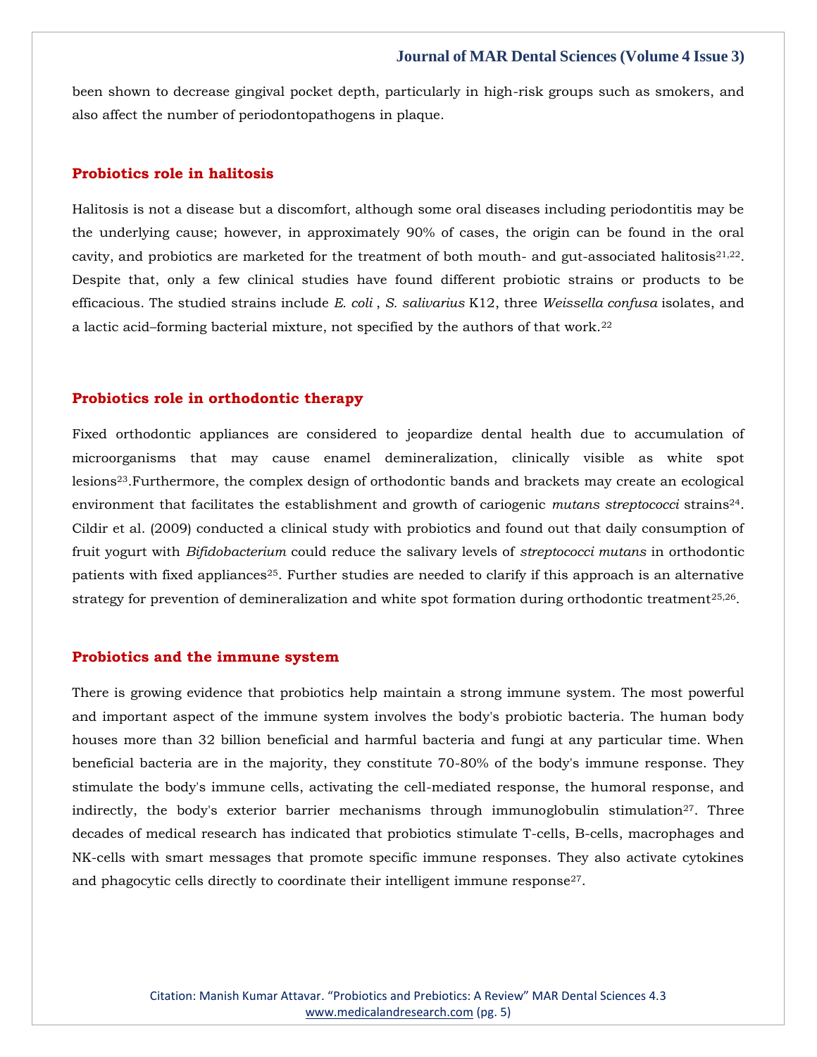been shown to decrease gingival pocket depth, particularly in high-risk groups such as smokers, and also affect the number of periodontopathogens in plaque.

## Probiotics role in halitosis

Halitosis is not a disease but a discomfort, although some oral diseases including periodontitis may be the underlying cause; however, in approximately 90% of cases, the origin can be found in the oral cavity, and probiotics are marketed for the treatment of both mouth- and gut-associated halitosis[21,22]. Despite that, only a few clinical studies have found different probiotic strains or products to be efficacious. The studied strains include *E. coli* , *S. salivarius* K12, three *Weissella confusa* isolates, and a lactic acid–forming bacterial mixture, not specified by the authors of that work.[22]

## Probiotics role in orthodontic therapy

Fixed orthodontic appliances are considered to jeopardize dental health due to accumulation of microorganisms that may cause enamel demineralization, clinically visible as white spot lesions[23].Furthermore, the complex design of orthodontic bands and brackets may create an ecological environment that facilitates the establishment and growth of cariogenic *mutans streptococci* strains[24]. Cildir et al. (2009) conducted a clinical study with probiotics and found out that daily consumption of fruit yogurt with *Bifidobacterium* could reduce the salivary levels of *streptococci mutans* in orthodontic patients with fixed appliances[25]. Further studies are needed to clarify if this approach is an alternative strategy for prevention of demineralization and white spot formation during orthodontic treatment[25,26].

## Probiotics and the immune system

There is growing evidence that probiotics help maintain a strong immune system. The most powerful and important aspect of the immune system involves the body's probiotic bacteria. The human body houses more than 32 billion beneficial and harmful bacteria and fungi at any particular time. When beneficial bacteria are in the majority, they constitute 70-80% of the body's immune response. They stimulate the body's immune cells, activating the cell-mediated response, the humoral response, and indirectly, the body's exterior barrier mechanisms through immunoglobulin stimulation[27]. Three decades of medical research has indicated that probiotics stimulate T-cells, B-cells, macrophages and NK-cells with smart messages that promote specific immune responses. They also activate cytokines and phagocytic cells directly to coordinate their intelligent immune response[27].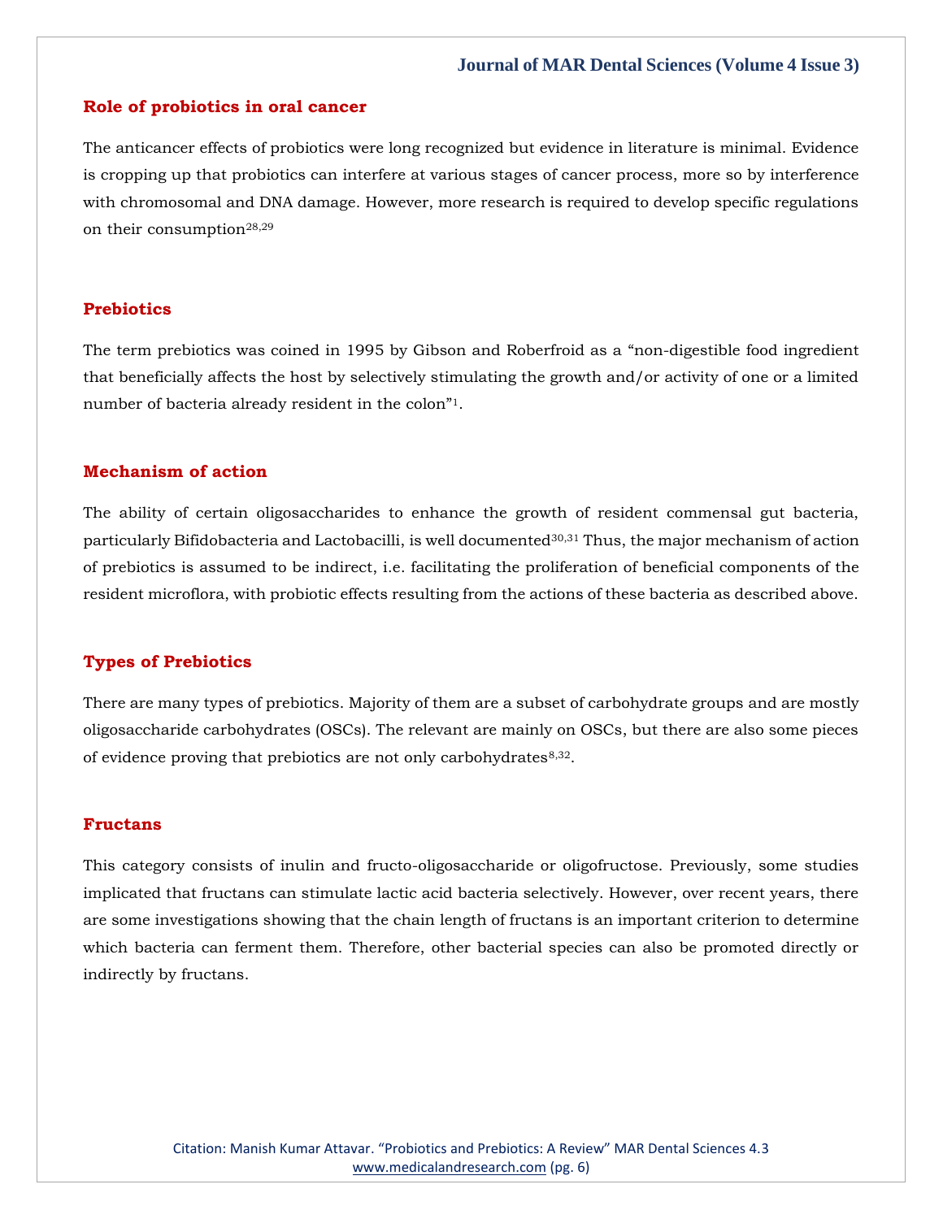## Role of probiotics in oral cancer

The anticancer effects of probiotics were long recognized but evidence in literature is minimal. Evidence is cropping up that probiotics can interfere at various stages of cancer process, more so by interference with chromosomal and DNA damage. However, more research is required to develop specific regulations on their consumption[28,29]

## Prebiotics

The term prebiotics was coined in 1995 by Gibson and Roberfroid as a "non-digestible food ingredient that beneficially affects the host by selectively stimulating the growth and/or activity of one or a limited number of bacteria already resident in the colon"[1].

## Mechanism of action

The ability of certain oligosaccharides to enhance the growth of resident commensal gut bacteria, particularly Bifidobacteria and Lactobacilli, is well documented[30,31] Thus, the major mechanism of action of prebiotics is assumed to be indirect, i.e. facilitating the proliferation of beneficial components of the resident microflora, with probiotic effects resulting from the actions of these bacteria as described above.

## Types of Prebiotics

There are many types of prebiotics. Majority of them are a subset of carbohydrate groups and are mostly oligosaccharide carbohydrates (OSCs). The relevant are mainly on OSCs, but there are also some pieces of evidence proving that prebiotics are not only carbohydrates[8,32].

## Fructans

This category consists of inulin and fructo-oligosaccharide or oligofructose. Previously, some studies implicated that fructans can stimulate lactic acid bacteria selectively. However, over recent years, there are some investigations showing that the chain length of fructans is an important criterion to determine which bacteria can ferment them. Therefore, other bacterial species can also be promoted directly or indirectly by fructans.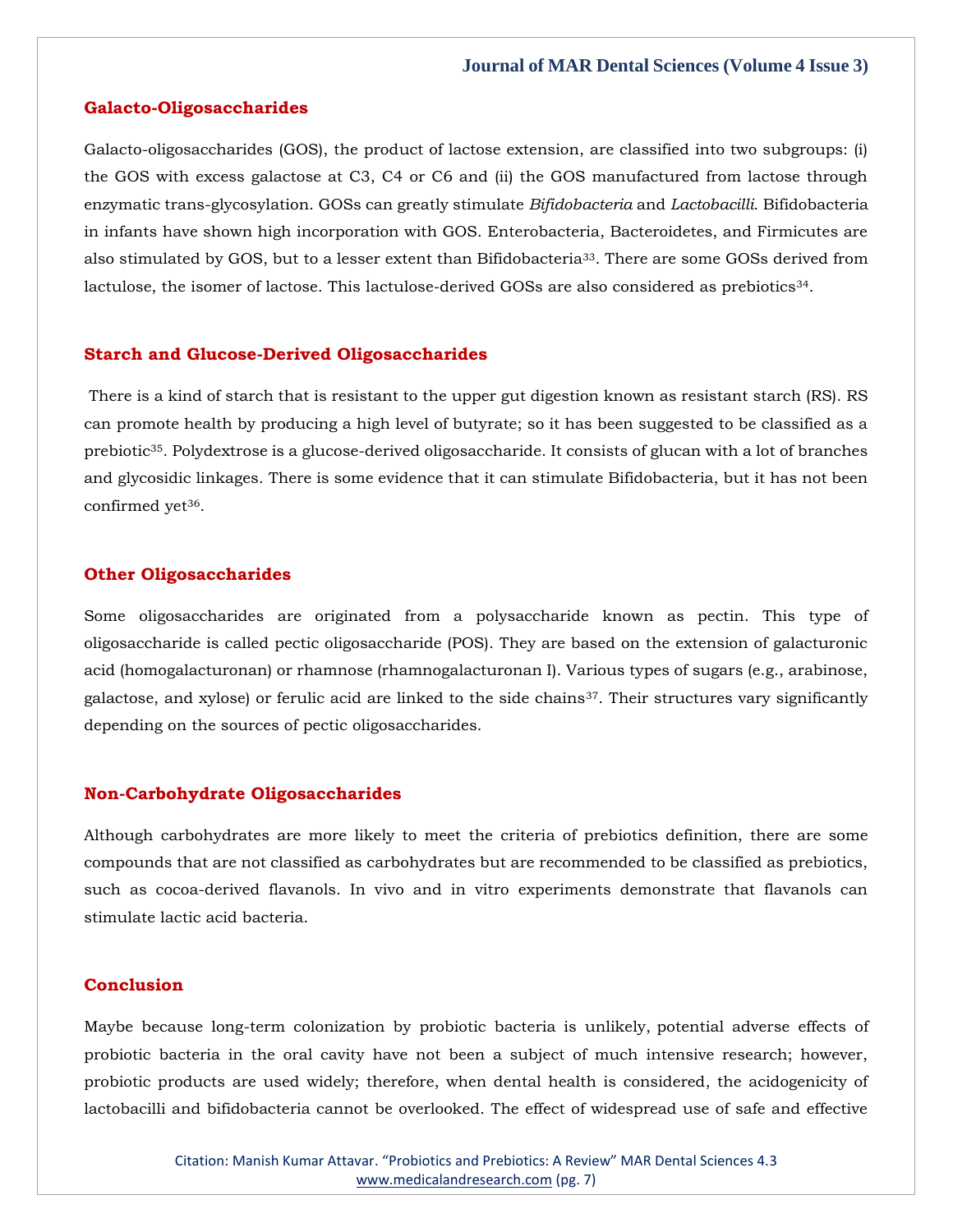## Galacto-Oligosaccharides

Galacto-oligosaccharides (GOS), the product of lactose extension, are classified into two subgroups: (i) the GOS with excess galactose at C3, C4 or C6 and (ii) the GOS manufactured from lactose through enzymatic trans-glycosylation. GOSs can greatly stimulate *Bifidobacteria* and *Lactobacilli*. Bifidobacteria in infants have shown high incorporation with GOS. Enterobacteria, Bacteroidetes, and Firmicutes are also stimulated by GOS, but to a lesser extent than Bifidobacteria[33]. There are some GOSs derived from lactulose, the isomer of lactose. This lactulose-derived GOSs are also considered as prebiotics[34].

## Starch and Glucose-Derived Oligosaccharides

There is a kind of starch that is resistant to the upper gut digestion known as resistant starch (RS). RS can promote health by producing a high level of butyrate; so it has been suggested to be classified as a prebiotic[35]. Polydextrose is a glucose-derived oligosaccharide. It consists of glucan with a lot of branches and glycosidic linkages. There is some evidence that it can stimulate Bifidobacteria, but it has not been confirmed yet[36].

## Other Oligosaccharides

Some oligosaccharides are originated from a polysaccharide known as pectin. This type of oligosaccharide is called pectic oligosaccharide (POS). They are based on the extension of galacturonic acid (homogalacturonan) or rhamnose (rhamnogalacturonan I). Various types of sugars (e.g., arabinose, galactose, and xylose) or ferulic acid are linked to the side chains[37]. Their structures vary significantly depending on the sources of pectic oligosaccharides.

## Non-Carbohydrate Oligosaccharides

Although carbohydrates are more likely to meet the criteria of prebiotics definition, there are some compounds that are not classified as carbohydrates but are recommended to be classified as prebiotics, such as cocoa-derived flavanols. In vivo and in vitro experiments demonstrate that flavanols can stimulate lactic acid bacteria.

## Conclusion

Maybe because long-term colonization by probiotic bacteria is unlikely, potential adverse effects of probiotic bacteria in the oral cavity have not been a subject of much intensive research; however, probiotic products are used widely; therefore, when dental health is considered, the acidogenicity of lactobacilli and bifidobacteria cannot be overlooked. The effect of widespread use of safe and effective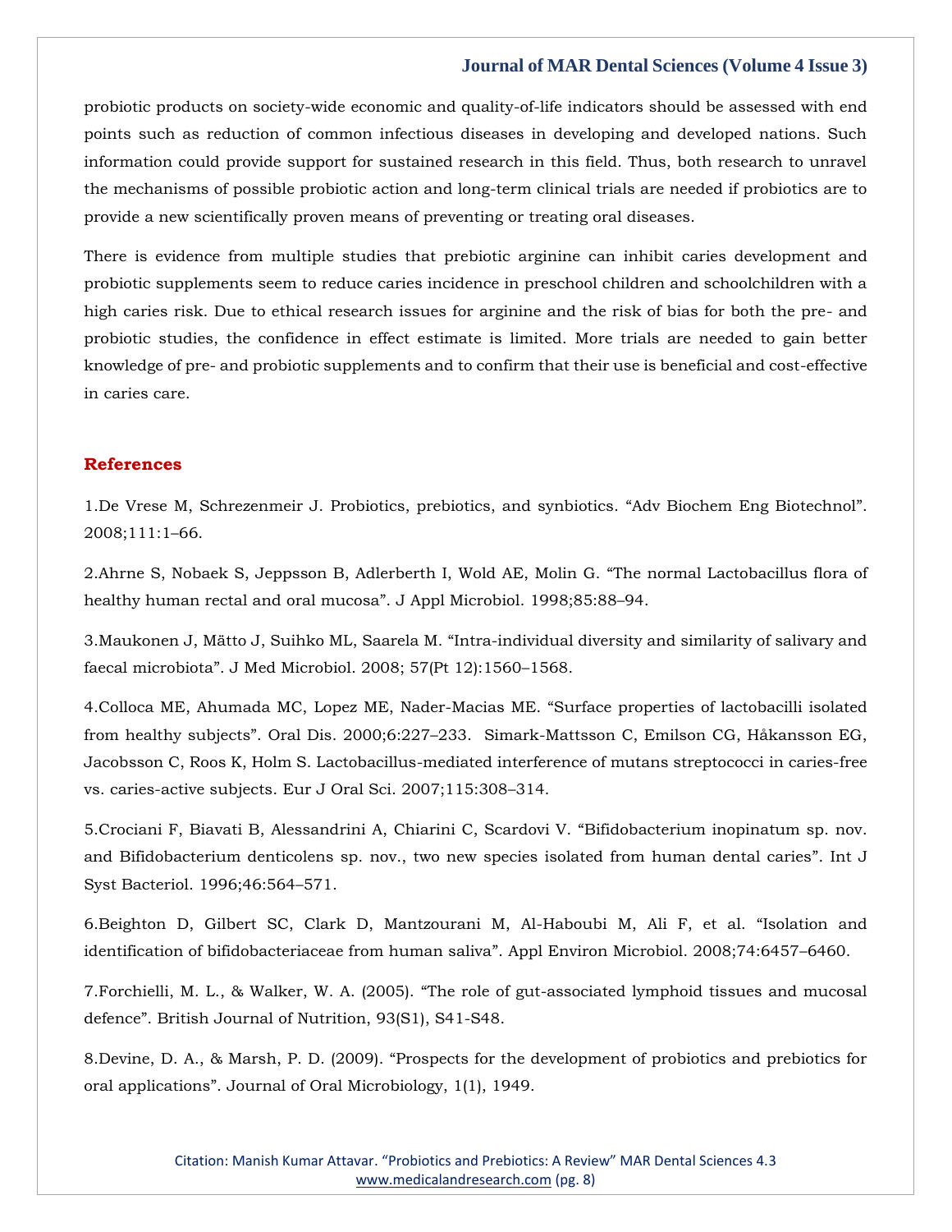probiotic products on society-wide economic and quality-of-life indicators should be assessed with end points such as reduction of common infectious diseases in developing and developed nations. Such information could provide support for sustained research in this field. Thus, both research to unravel the mechanisms of possible probiotic action and long-term clinical trials are needed if probiotics are to provide a new scientifically proven means of preventing or treating oral diseases.

There is evidence from multiple studies that prebiotic arginine can inhibit caries development and probiotic supplements seem to reduce caries incidence in preschool children and schoolchildren with a high caries risk. Due to ethical research issues for arginine and the risk of bias for both the pre- and probiotic studies, the confidence in effect estimate is limited. More trials are needed to gain better knowledge of pre- and probiotic supplements and to confirm that their use is beneficial and cost-effective in caries care.

## References

1.De Vrese M, Schrezenmeir J. Probiotics, prebiotics, and synbiotics. "Adv Biochem Eng Biotechnol". 2008;111:1–66.

2.Ahrne S, Nobaek S, Jeppsson B, Adlerberth I, Wold AE, Molin G. "The normal Lactobacillus flora of healthy human rectal and oral mucosa". J Appl Microbiol. 1998;85:88–94.

3.Maukonen J, Mätto J, Suihko ML, Saarela M. "Intra-individual diversity and similarity of salivary and faecal microbiota". J Med Microbiol. 2008; 57(Pt 12):1560–1568.

4.Colloca ME, Ahumada MC, Lopez ME, Nader-Macias ME. "Surface properties of lactobacilli isolated from healthy subjects". Oral Dis. 2000;6:227–233. Simark-Mattsson C, Emilson CG, Håkansson EG, Jacobsson C, Roos K, Holm S. Lactobacillus-mediated interference of mutans streptococci in caries-free vs. caries-active subjects. Eur J Oral Sci. 2007;115:308–314.

5.Crociani F, Biavati B, Alessandrini A, Chiarini C, Scardovi V. "Bifidobacterium inopinatum sp. nov. and Bifidobacterium denticolens sp. nov., two new species isolated from human dental caries". Int J Syst Bacteriol. 1996;46:564–571.

6.Beighton D, Gilbert SC, Clark D, Mantzourani M, Al-Haboubi M, Ali F, et al. "Isolation and identification of bifidobacteriaceae from human saliva". Appl Environ Microbiol. 2008;74:6457–6460.

7.Forchielli, M. L., & Walker, W. A. (2005). "The role of gut-associated lymphoid tissues and mucosal defence". British Journal of Nutrition, 93(S1), S41-S48.

8.Devine, D. A., & Marsh, P. D. (2009). "Prospects for the development of probiotics and prebiotics for oral applications". Journal of Oral Microbiology, 1(1), 1949.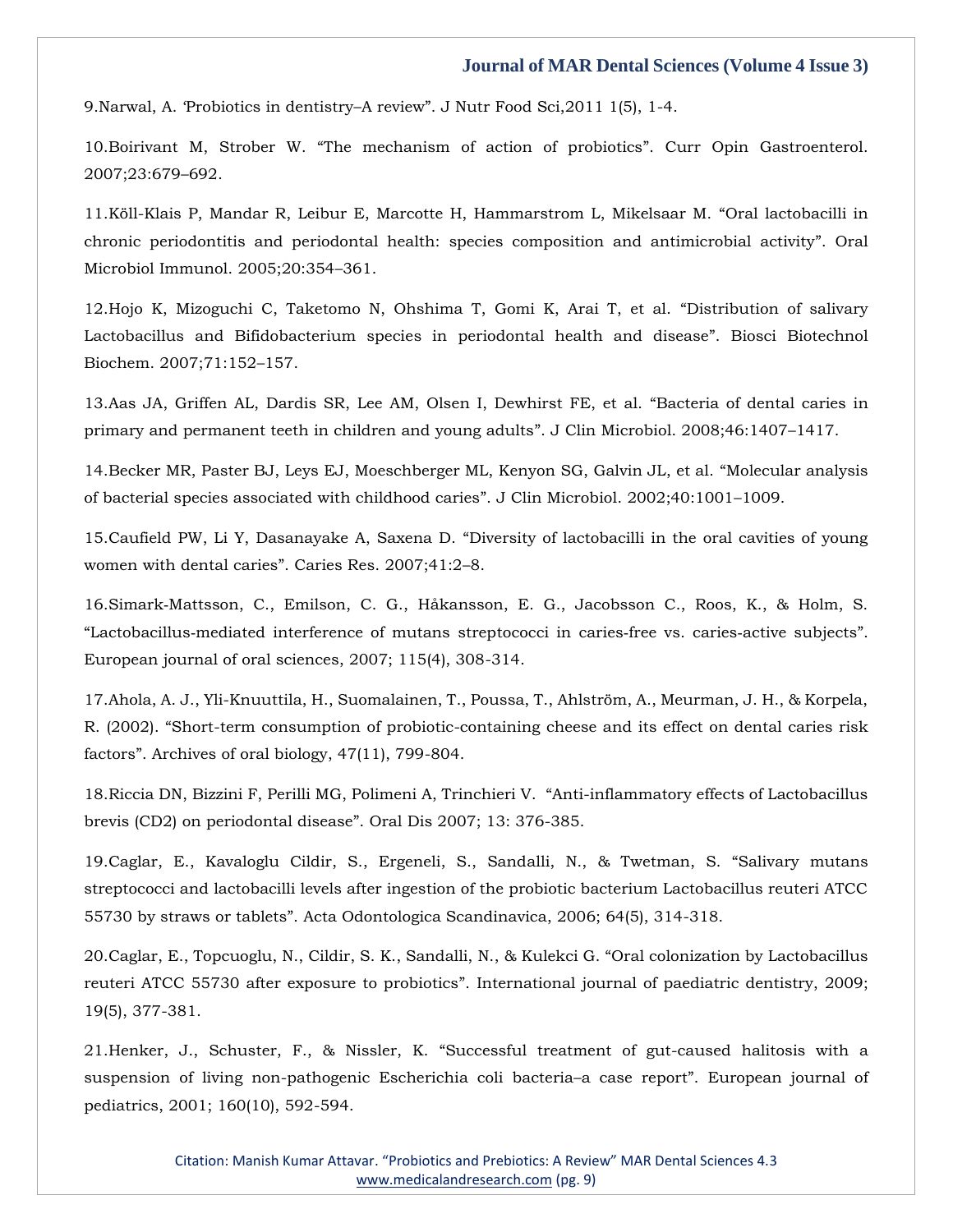9.Narwal, A. 'Probiotics in dentistry–A review". J Nutr Food Sci,2011 1(5), 1-4.

10.Boirivant M, Strober W. "The mechanism of action of probiotics". Curr Opin Gastroenterol. 2007;23:679–692.

11.Köll-Klais P, Mandar R, Leibur E, Marcotte H, Hammarstrom L, Mikelsaar M. "Oral lactobacilli in chronic periodontitis and periodontal health: species composition and antimicrobial activity". Oral Microbiol Immunol. 2005;20:354–361.

12.Hojo K, Mizoguchi C, Taketomo N, Ohshima T, Gomi K, Arai T, et al. "Distribution of salivary Lactobacillus and Bifidobacterium species in periodontal health and disease". Biosci Biotechnol Biochem. 2007;71:152–157.

13.Aas JA, Griffen AL, Dardis SR, Lee AM, Olsen I, Dewhirst FE, et al. "Bacteria of dental caries in primary and permanent teeth in children and young adults". J Clin Microbiol. 2008;46:1407–1417.

14.Becker MR, Paster BJ, Leys EJ, Moeschberger ML, Kenyon SG, Galvin JL, et al. "Molecular analysis of bacterial species associated with childhood caries". J Clin Microbiol. 2002;40:1001–1009.

15.Caufield PW, Li Y, Dasanayake A, Saxena D. "Diversity of lactobacilli in the oral cavities of young women with dental caries". Caries Res. 2007;41:2–8.

16.Simark-Mattsson, C., Emilson, C. G., Håkansson, E. G., Jacobsson C., Roos, K., & Holm, S. "Lactobacillus-mediated interference of mutans streptococci in caries-free vs. caries-active subjects". European journal of oral sciences, 2007; 115(4), 308-314.

17.Ahola, A. J., Yli-Knuuttila, H., Suomalainen, T., Poussa, T., Ahlström, A., Meurman, J. H., & Korpela, R. (2002). "Short-term consumption of probiotic-containing cheese and its effect on dental caries risk factors". Archives of oral biology, 47(11), 799-804.

18.Riccia DN, Bizzini F, Perilli MG, Polimeni A, Trinchieri V. "Anti-inflammatory effects of Lactobacillus brevis (CD2) on periodontal disease". Oral Dis 2007; 13: 376-385.

19.Caglar, E., Kavaloglu Cildir, S., Ergeneli, S., Sandalli, N., & Twetman, S. "Salivary mutans streptococci and lactobacilli levels after ingestion of the probiotic bacterium Lactobacillus reuteri ATCC 55730 by straws or tablets". Acta Odontologica Scandinavica, 2006; 64(5), 314-318.

20.Caglar, E., Topcuoglu, N., Cildir, S. K., Sandalli, N., & Kulekci G. "Oral colonization by Lactobacillus reuteri ATCC 55730 after exposure to probiotics". International journal of paediatric dentistry, 2009; 19(5), 377-381.

21.Henker, J., Schuster, F., & Nissler, K. "Successful treatment of gut-caused halitosis with a suspension of living non-pathogenic Escherichia coli bacteria–a case report". European journal of pediatrics, 2001; 160(10), 592-594.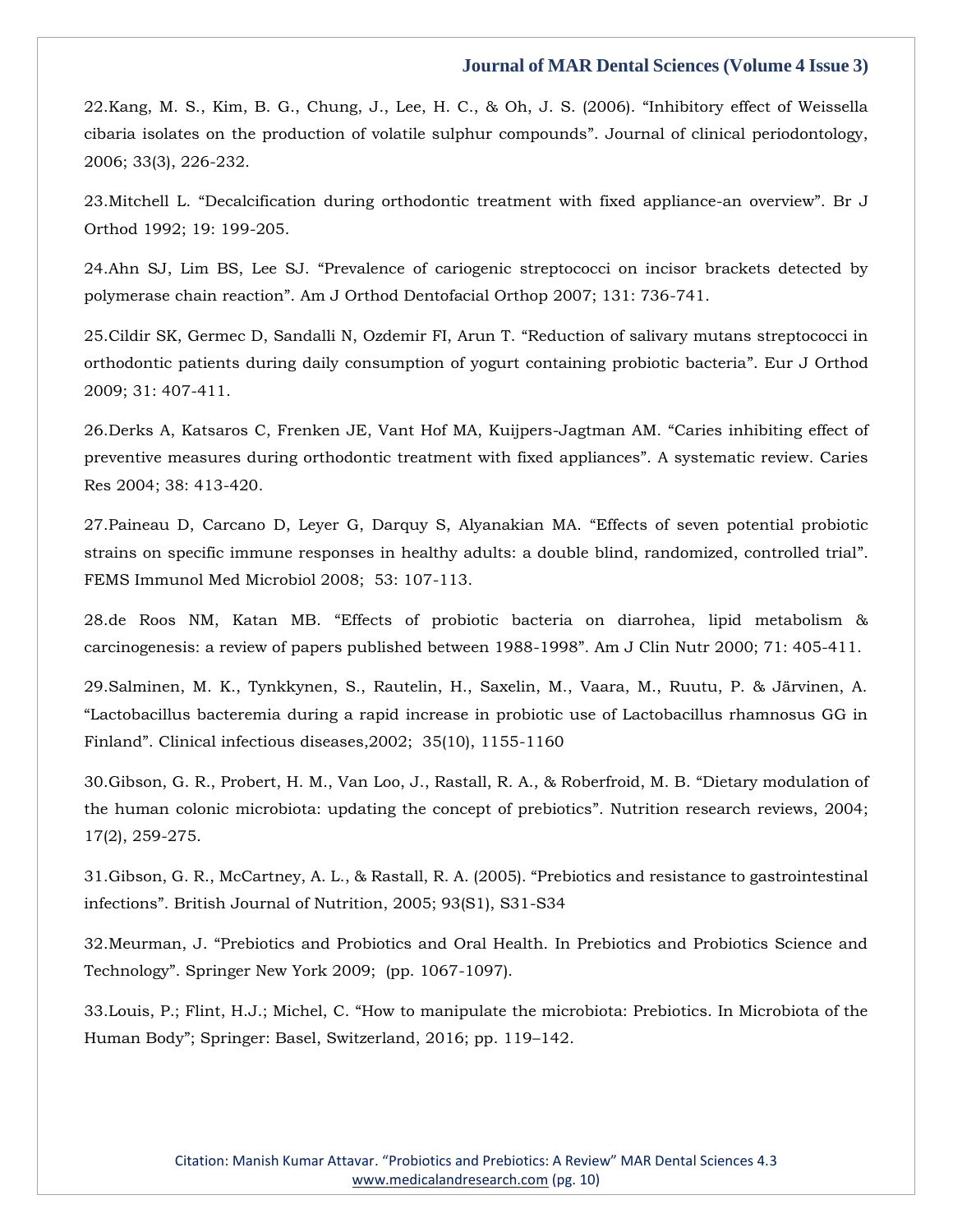22.Kang, M. S., Kim, B. G., Chung, J., Lee, H. C., & Oh, J. S. (2006). “Inhibitory effect of Weissella cibaria isolates on the production of volatile sulphur compounds”. Journal of clinical periodontology, 2006; 33(3), 226-232.

23.Mitchell L. “Decalcification during orthodontic treatment with fixed appliance-an overview”. Br J Orthod 1992; 19: 199-205.

24.Ahn SJ, Lim BS, Lee SJ. “Prevalence of cariogenic streptococci on incisor brackets detected by polymerase chain reaction”. Am J Orthod Dentofacial Orthop 2007; 131: 736-741.

25.Cildir SK, Germec D, Sandalli N, Ozdemir FI, Arun T. “Reduction of salivary mutans streptococci in orthodontic patients during daily consumption of yogurt containing probiotic bacteria”. Eur J Orthod 2009; 31: 407-411.

26.Derks A, Katsaros C, Frenken JE, Vant Hof MA, Kuijpers-Jagtman AM. “Caries inhibiting effect of preventive measures during orthodontic treatment with fixed appliances”. A systematic review. Caries Res 2004; 38: 413-420.

27.Paineau D, Carcano D, Leyer G, Darquy S, Alyanakian MA. “Effects of seven potential probiotic strains on specific immune responses in healthy adults: a double blind, randomized, controlled trial”. FEMS Immunol Med Microbiol 2008; 53: 107-113.

28.de Roos NM, Katan MB. “Effects of probiotic bacteria on diarrohea, lipid metabolism & carcinogenesis: a review of papers published between 1988-1998”. Am J Clin Nutr 2000; 71: 405-411.

29.Salminen, M. K., Tynkkynen, S., Rautelin, H., Saxelin, M., Vaara, M., Ruutu, P. & Järvinen, A. “Lactobacillus bacteremia during a rapid increase in probiotic use of Lactobacillus rhamnosus GG in Finland”. Clinical infectious diseases,2002; 35(10), 1155-1160

30.Gibson, G. R., Probert, H. M., Van Loo, J., Rastall, R. A., & Roberfroid, M. B. “Dietary modulation of the human colonic microbiota: updating the concept of prebiotics”. Nutrition research reviews, 2004; 17(2), 259-275.

31.Gibson, G. R., McCartney, A. L., & Rastall, R. A. (2005). “Prebiotics and resistance to gastrointestinal infections”. British Journal of Nutrition, 2005; 93(S1), S31-S34

32.Meurman, J. “Prebiotics and Probiotics and Oral Health. In Prebiotics and Probiotics Science and Technology”. Springer New York 2009; (pp. 1067-1097).

33.Louis, P.; Flint, H.J.; Michel, C. “How to manipulate the microbiota: Prebiotics. In Microbiota of the Human Body”; Springer: Basel, Switzerland, 2016; pp. 119–142.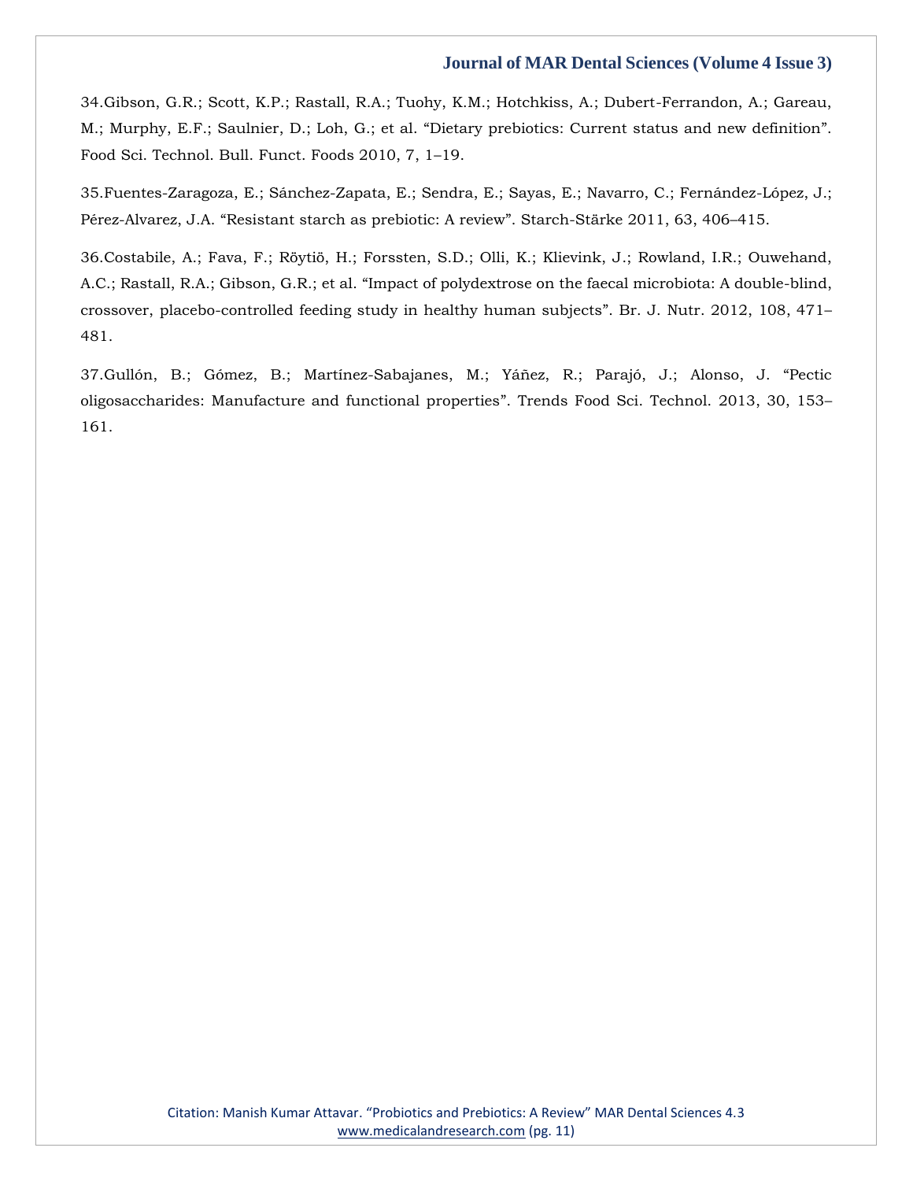34.Gibson, G.R.; Scott, K.P.; Rastall, R.A.; Tuohy, K.M.; Hotchkiss, A.; Dubert-Ferrandon, A.; Gareau, M.; Murphy, E.F.; Saulnier, D.; Loh, G.; et al. "Dietary prebiotics: Current status and new definition". Food Sci. Technol. Bull. Funct. Foods 2010, 7, 1–19.

35.Fuentes-Zaragoza, E.; Sánchez-Zapata, E.; Sendra, E.; Sayas, E.; Navarro, C.; Fernández-López, J.; Pérez-Alvarez, J.A. "Resistant starch as prebiotic: A review". Starch-Stärke 2011, 63, 406–415.

36.Costabile, A.; Fava, F.; Röytiö, H.; Forssten, S.D.; Olli, K.; Klievink, J.; Rowland, I.R.; Ouwehand, A.C.; Rastall, R.A.; Gibson, G.R.; et al. "Impact of polydextrose on the faecal microbiota: A double-blind, crossover, placebo-controlled feeding study in healthy human subjects". Br. J. Nutr. 2012, 108, 471–481.

37.Gullón, B.; Gómez, B.; Martínez-Sabajanes, M.; Yáñez, R.; Parajó, J.; Alonso, J. "Pectic oligosaccharides: Manufacture and functional properties". Trends Food Sci. Technol. 2013, 30, 153–161.